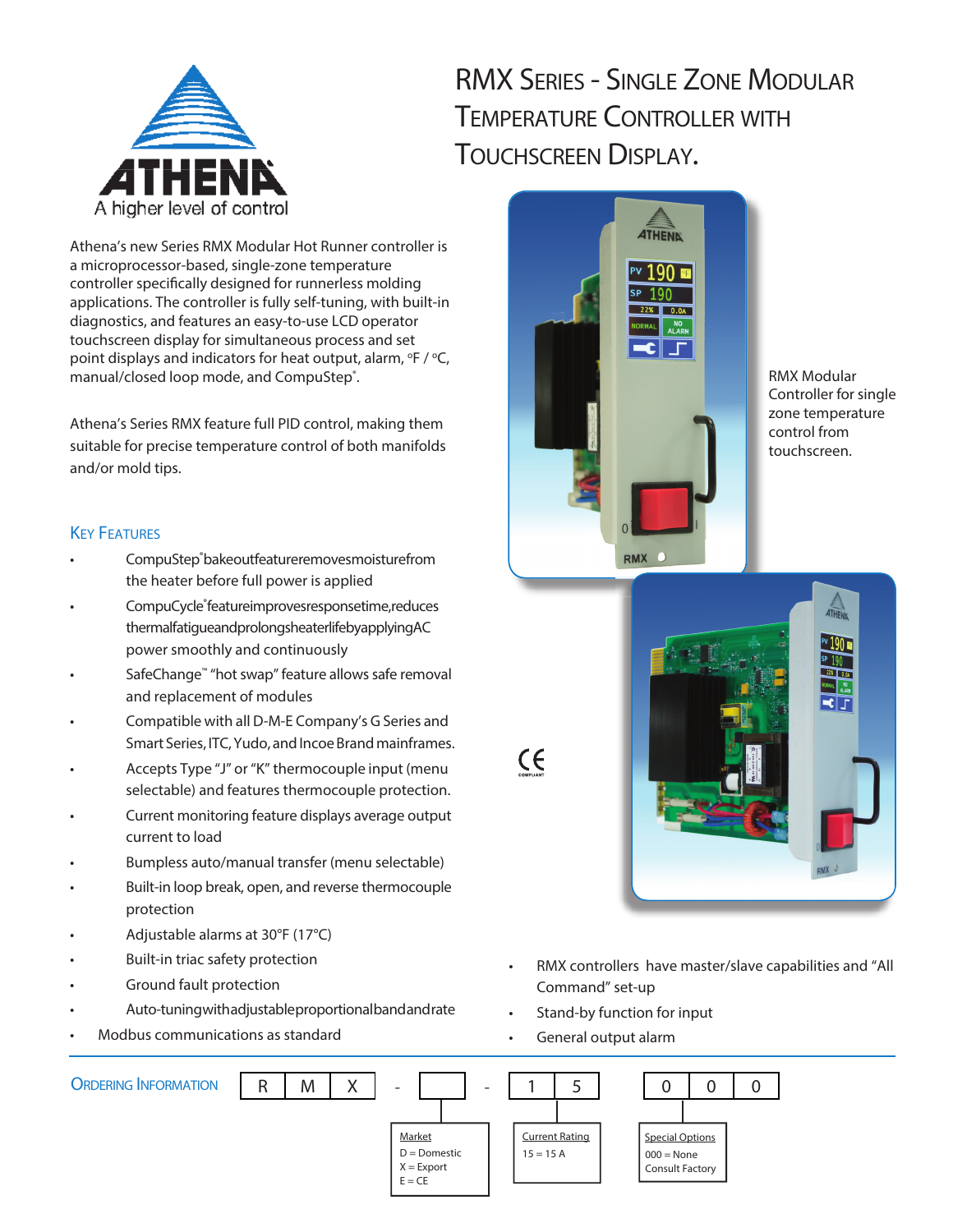# RMX Series - Single Zone Modular Temperature Controller with Touchscreen Display.

ATHENA
A higher level of control

Athena's new Series RMX Modular Hot Runner controller is a microprocessor-based, single-zone temperature controller specifically designed for runnerless molding applications. The controller is fully self-tuning, with built-in diagnostics, and features an easy-to-use LCD operator touchscreen display for simultaneous process and set point displays and indicators for heat output, alarm, °F / °C, manual/closed loop mode, and CompuStep®.

Athena's Series RMX feature full PID control, making them suitable for precise temperature control of both manifolds and/or mold tips.

RMX Modular Controller for single zone temperature control from touchscreen.

## Key Features

- CompuStep® bakeout feature removes moisture from the heater before full power is applied
- CompuCycle® feature improves response time, reduces thermal fatigue and prolongs heater life by applying AC power smoothly and continuously
- SafeChange™ "hot swap" feature allows safe removal and replacement of modules
- Compatible with all D-M-E Company's G Series and Smart Series, ITC, Yudo, and Incoe Brand mainframes.
- Accepts Type "J" or "K" thermocouple input (menu selectable) and features thermocouple protection.
- Current monitoring feature displays average output current to load
- Bumpless auto/manual transfer (menu selectable)
- Built-in loop break, open, and reverse thermocouple protection
- Adjustable alarms at 30°F (17°C)
- Built-in triac safety protection
- Ground fault protection
- Auto-tuning with adjustable proportional band and rate
- Modbus communications as standard
- RMX controllers have master/slave capabilities and "All Command" set-up
- Stand-by function for input
- General output alarm

CE COMPLIANT

## Ordering Information

R | M | X - [ ] - 1 | 5 | 0 | 0 | 0

| Market | Current Rating | Special Options |
|---|---|---|
| D = Domestic | 15 = 15 A | 000 = None |
| X = Export | | Consult Factory |
| E = CE | | |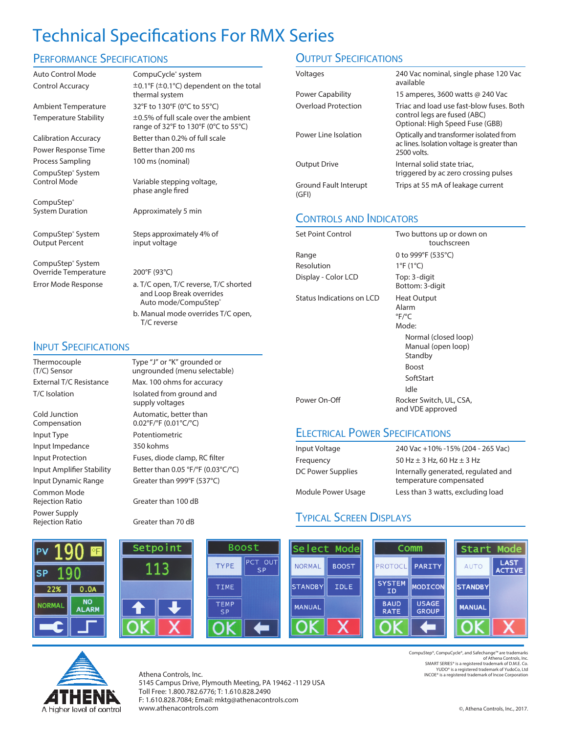# Technical Specifications For RMX Series

## Performance Specifications

| | |
|---|---|
| Auto Control Mode | CompuCycle® system |
| Control Accuracy | ±0.1°F (±0.1°C) dependent on the total thermal system |
| Ambient Temperature | 32°F to 130°F (0°C to 55°C) |
| Temperature Stability | ±0.5% of full scale over the ambient range of 32°F to 130°F (0°C to 55°C) |
| Calibration Accuracy | Better than 0.2% of full scale |
| Power Response Time | Better than 200 ms |
| Process Sampling | 100 ms (nominal) |
| CompuStep® System Control Mode | Variable stepping voltage, phase angle fired |
| CompuStep® System Duration | Approximately 5 min |
| CompuStep® System Output Percent | Steps approximately 4% of input voltage |
| CompuStep® System Override Temperature | 200°F (93°C) |
| Error Mode Response | a. T/C open, T/C reverse, T/C shorted and Loop Break overrides Auto mode/CompuStep® <br> b. Manual mode overrides T/C open, T/C reverse |

## Input Specifications

| | |
|---|---|
| Thermocouple (T/C) Sensor | Type "J" or "K" grounded or ungrounded (menu selectable) |
| External T/C Resistance | Max. 100 ohms for accuracy |
| T/C Isolation | Isolated from ground and supply voltages |
| Cold Junction Compensation | Automatic, better than 0.02°F/°F (0.01°C/°C) |
| Input Type | Potentiometric |
| Input Impedance | 350 kohms |
| Input Protection | Fuses, diode clamp, RC filter |
| Input Amplifier Stability | Better than 0.05 °F/°F (0.03°C/°C) |
| Input Dynamic Range | Greater than 999°F (537°C) |
| Common Mode Rejection Ratio | Greater than 100 dB |
| Power Supply Rejection Ratio | Greater than 70 dB |

## Output Specifications

| | |
|---|---|
| Voltages | 240 Vac nominal, single phase 120 Vac available |
| Power Capability | 15 amperes, 3600 watts @ 240 Vac |
| Overload Protection | Triac and load use fast-blow fuses. Both control legs are fused (ABC) <br> Optional: High Speed Fuse (GBB) |
| Power Line Isolation | Optically and transformer isolated from ac lines. Isolation voltage is greater than 2500 volts. |
| Output Drive | Internal solid state triac, triggered by ac zero crossing pulses |
| Ground Fault Interupt (GFI) | Trips at 55 mA of leakage current |

## Controls and Indicators

| | |
|---|---|
| Set Point Control | Two buttons up or down on touchscreen |
| Range | 0 to 999°F (535°C) |
| Resolution | 1°F (1°C) |
| Display - Color LCD | Top: 3-digit <br> Bottom: 3-digit |
| Status Indications on LCD | Heat Output <br> Alarm <br> °F/°C <br> Mode: <br> Normal (closed loop) <br> Manual (open loop) <br> Standby <br> Boost <br> SoftStart <br> Idle |
| Power On-Off | Rocker Switch, UL, CSA, and VDE approved |

## Electrical Power Specifications

| | |
|---|---|
| Input Voltage | 240 Vac +10% -15% (204 - 265 Vac) |
| Frequency | 50 Hz ± 3 Hz, 60 Hz ± 3 Hz |
| DC Power Supplies | Internally generated, regulated and temperature compensated |
| Module Power Usage | Less than 3 watts, excluding load |

## Typical Screen Displays

PV 190 °F
SP 190
22% 0.0A
NORMAL NO ALARM

Setpoint
113
OK X

Boost
TYPE PCT OUT SP
TIME
TEMP SP
OK

Select Mode
NORMAL BOOST
STANDBY IDLE
MANUAL
OK X

Comm
PROTOCL PARITY
SYSTEM ID MODICON
BAUD RATE USAGE GROUP
OK

Start Mode
AUTO LAST ACTIVE
STANDBY
MANUAL
OK X

ATHENA
A higher level of control

Athena Controls, Inc.
5145 Campus Drive, Plymouth Meeting, PA 19462 -1129 USA
Toll Free: 1.800.782.6776; T: 1.610.828.2490
F: 1.610.828.7084; Email: mktg@athenacontrols.com
www.athenacontrols.com

CompuStep®, CompuCycle®, and Safechange™ are trademarks of Athena Controls, Inc.
SMART SERIES® is a registered trademark of D.M.E. Co.
YUDO® is a registered trademark of YudoCo, Ltd
INCOE® is a registered trademark of Incoe Corporation

©, Athena Controls, Inc., 2017.